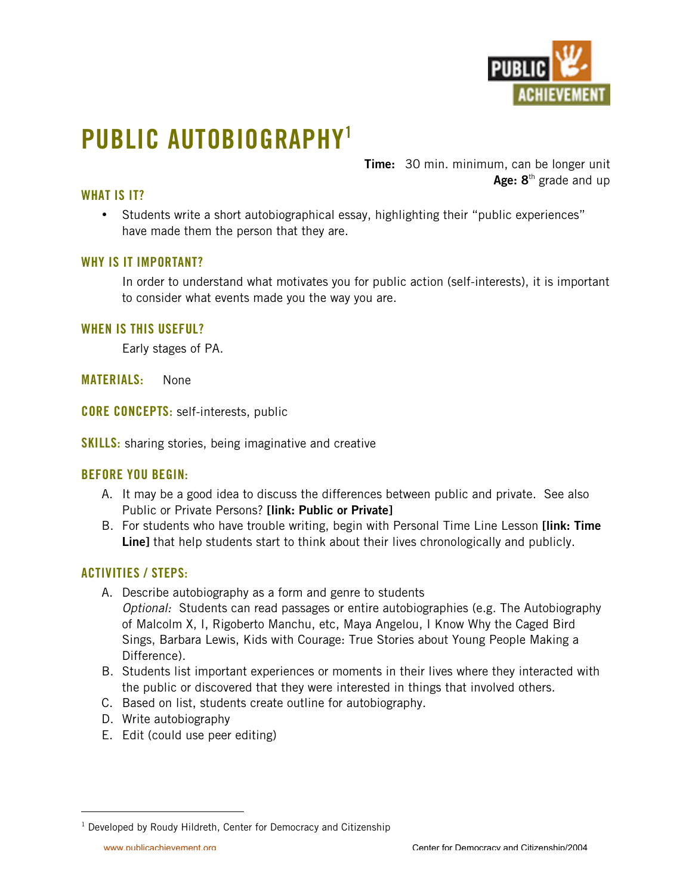# PUBLIC AUTOBIOGRAPHY[1]

**Time:** 30 min. minimum, can be longer unit
**Age: 8th** grade and up

## WHAT IS IT?

- Students write a short autobiographical essay, highlighting their "public experiences" have made them the person that they are.

## WHY IS IT IMPORTANT?

In order to understand what motivates you for public action (self-interests), it is important to consider what events made you the way you are.

## WHEN IS THIS USEFUL?

Early stages of PA.

**MATERIALS:** None

**CORE CONCEPTS:** self-interests, public

**SKILLS:** sharing stories, being imaginative and creative

## BEFORE YOU BEGIN:

A. It may be a good idea to discuss the differences between public and private. See also Public or Private Persons? **[link: Public or Private]**
B. For students who have trouble writing, begin with Personal Time Line Lesson **[link: Time Line]** that help students start to think about their lives chronologically and publicly.

## ACTIVITIES / STEPS:

A. Describe autobiography as a form and genre to students
*Optional:* Students can read passages or entire autobiographies (e.g. The Autobiography of Malcolm X, I, Rigoberto Manchu, etc, Maya Angelou, I Know Why the Caged Bird Sings, Barbara Lewis, Kids with Courage: True Stories about Young People Making a Difference).
B. Students list important experiences or moments in their lives where they interacted with the public or discovered that they were interested in things that involved others.
C. Based on list, students create outline for autobiography.
D. Write autobiography
E. Edit (could use peer editing)

---

[1] Developed by Roudy Hildreth, Center for Democracy and Citizenship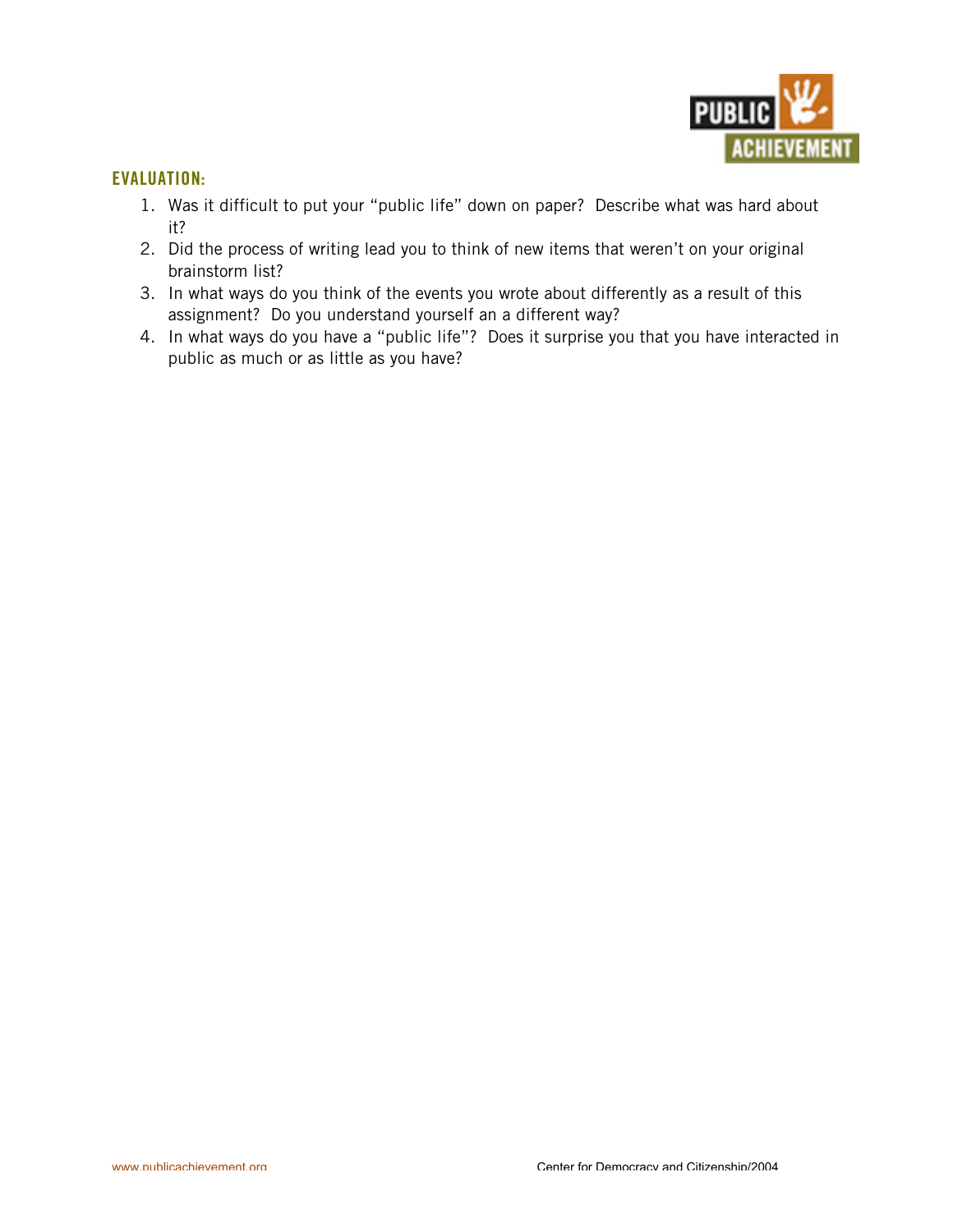## EVALUATION:

1. Was it difficult to put your "public life" down on paper? Describe what was hard about it?
2. Did the process of writing lead you to think of new items that weren't on your original brainstorm list?
3. In what ways do you think of the events you wrote about differently as a result of this assignment? Do you understand yourself an a different way?
4. In what ways do you have a "public life"? Does it surprise you that you have interacted in public as much or as little as you have?